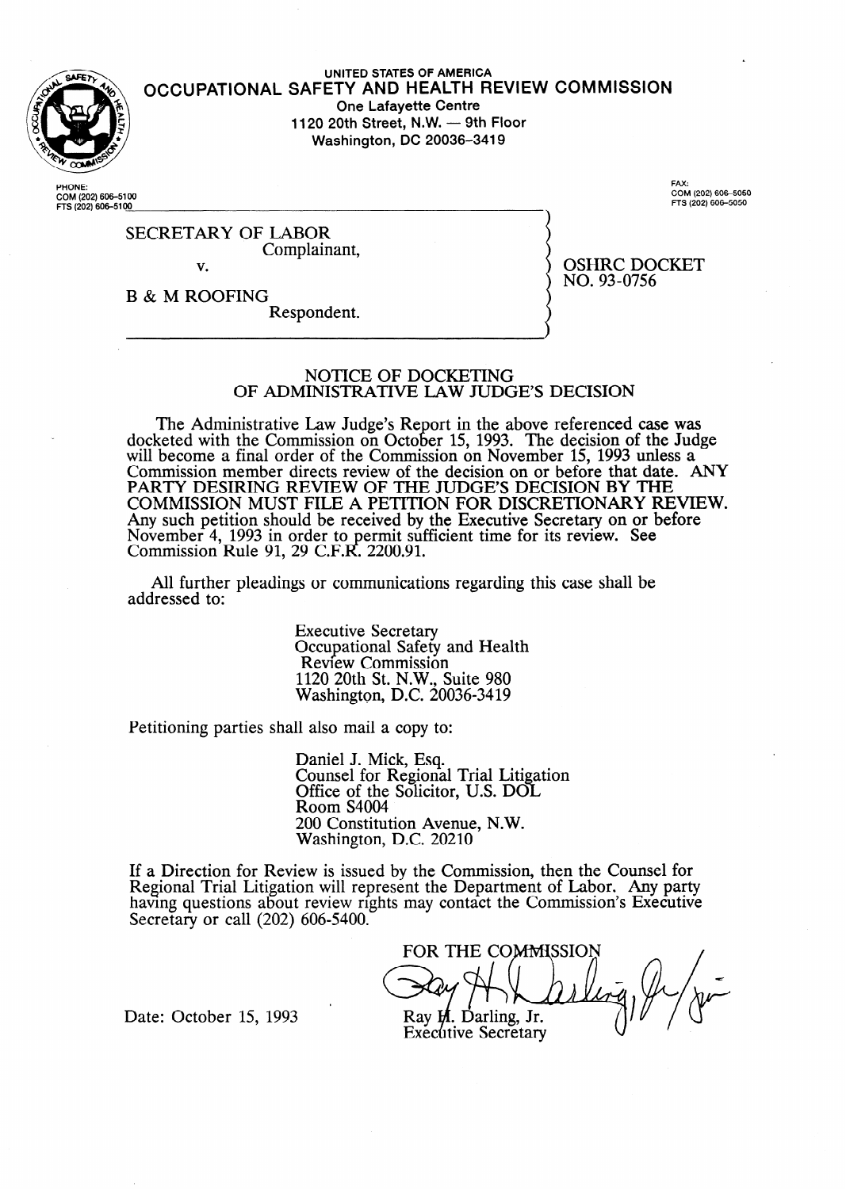UNITED STATES OF AMERICA

# OCCUPATIONAL SAFETY AND HEALTH REVIEW COMMISSION

One Lafayette Centre
1120 20th Street, N.W. — 9th Floor
Washington, DC 20036-3419

PHONE:
COM (202) 606-5100
FTS (202) 606-5100

FAX:
COM (202) 606-5050
FTS (202) 606-5050

SECRETARY OF LABOR
Complainant,

v.

B & M ROOFING
Respondent.

OSHRC DOCKET
NO. 93-0756

## NOTICE OF DOCKETING OF ADMINISTRATIVE LAW JUDGE'S DECISION

The Administrative Law Judge's Report in the above referenced case was docketed with the Commission on October 15, 1993. The decision of the Judge will become a final order of the Commission on November 15, 1993 unless a Commission member directs review of the decision on or before that date. ANY PARTY DESIRING REVIEW OF THE JUDGE'S DECISION BY THE COMMISSION MUST FILE A PETITION FOR DISCRETIONARY REVIEW. Any such petition should be received by the Executive Secretary on or before November 4, 1993 in order to permit sufficient time for its review. See Commission Rule 91, 29 C.F.R. 2200.91.

All further pleadings or communications regarding this case shall be addressed to:

Executive Secretary
Occupational Safety and Health
Review Commission
1120 20th St. N.W., Suite 980
Washington, D.C. 20036-3419

Petitioning parties shall also mail a copy to:

Daniel J. Mick, Esq.
Counsel for Regional Trial Litigation
Office of the Solicitor, U.S. DOL
Room S4004
200 Constitution Avenue, N.W.
Washington, D.C. 20210

If a Direction for Review is issued by the Commission, then the Counsel for Regional Trial Litigation will represent the Department of Labor. Any party having questions about review rights may contact the Commission's Executive Secretary or call (202) 606-5400.

FOR THE COMMISSION

Ray H. Darling, Jr.
Executive Secretary

Date: October 15, 1993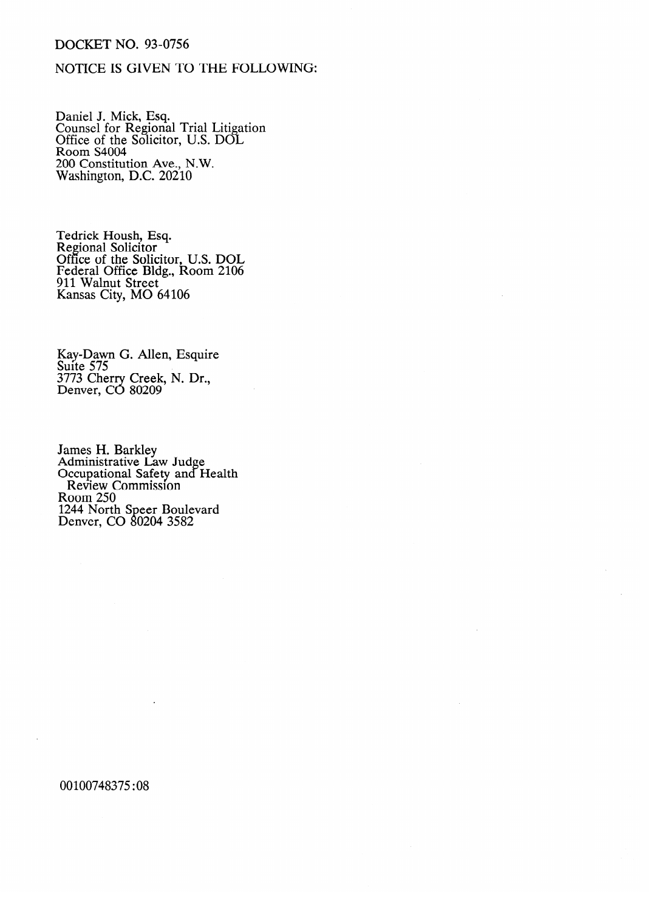DOCKET NO. 93-0756

NOTICE IS GIVEN TO THE FOLLOWING:

Daniel J. Mick, Esq.
Counsel for Regional Trial Litigation
Office of the Solicitor, U.S. DOL
Room S4004
200 Constitution Ave., N.W.
Washington, D.C. 20210

Tedrick Housh, Esq.
Regional Solicitor
Office of the Solicitor, U.S. DOL
Federal Office Bldg., Room 2106
911 Walnut Street
Kansas City, MO 64106

Kay-Dawn G. Allen, Esquire
Suite 575
3773 Cherry Creek, N. Dr.,
Denver, CO 80209

James H. Barkley
Administrative Law Judge
Occupational Safety and Health
Review Commission
Room 250
1244 North Speer Boulevard
Denver, CO 80204 3582

00100748375:08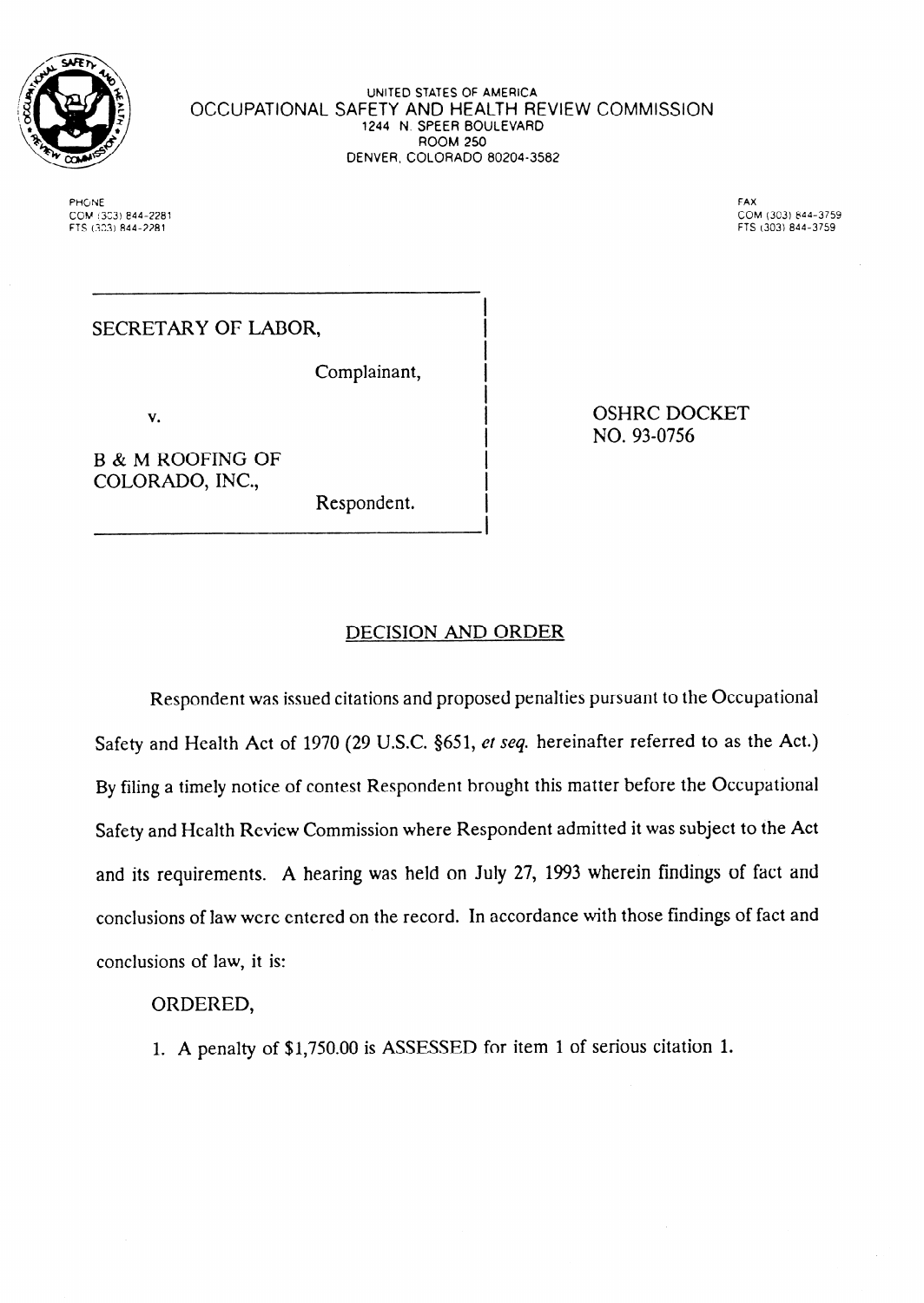UNITED STATES OF AMERICA
OCCUPATIONAL SAFETY AND HEALTH REVIEW COMMISSION
1244 N. SPEER BOULEVARD
ROOM 250
DENVER, COLORADO 80204-3582

PHONE
COM (303) 844-2281
FTS (303) 844-2281

FAX
COM (303) 844-3759
FTS (303) 844-3759

| | |
|---|---|
| SECRETARY OF LABOR, Complainant, v. B & M ROOFING OF COLORADO, INC., Respondent. | OSHRC DOCKET NO. 93-0756 |

## DECISION AND ORDER

Respondent was issued citations and proposed penalties pursuant to the Occupational Safety and Health Act of 1970 (29 U.S.C. §651, *et seq.* hereinafter referred to as the Act.) By filing a timely notice of contest Respondent brought this matter before the Occupational Safety and Health Review Commission where Respondent admitted it was subject to the Act and its requirements. A hearing was held on July 27, 1993 wherein findings of fact and conclusions of law were entered on the record. In accordance with those findings of fact and conclusions of law, it is:

ORDERED,

1. A penalty of $1,750.00 is ASSESSED for item 1 of serious citation 1.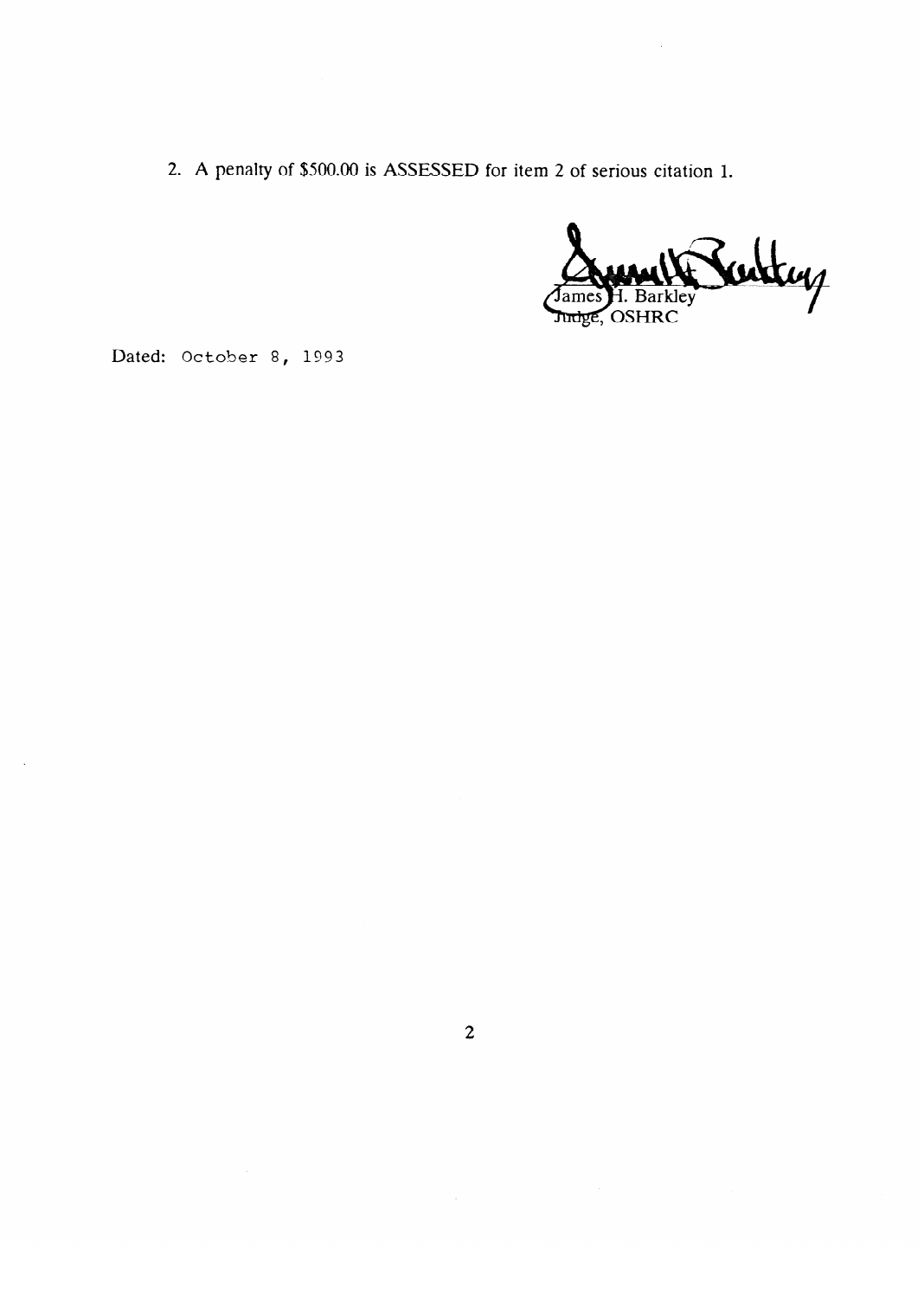2. A penalty of $500.00 is ASSESSED for item 2 of serious citation 1.

James H. Barkley
Judge, OSHRC

Dated: October 8, 1993